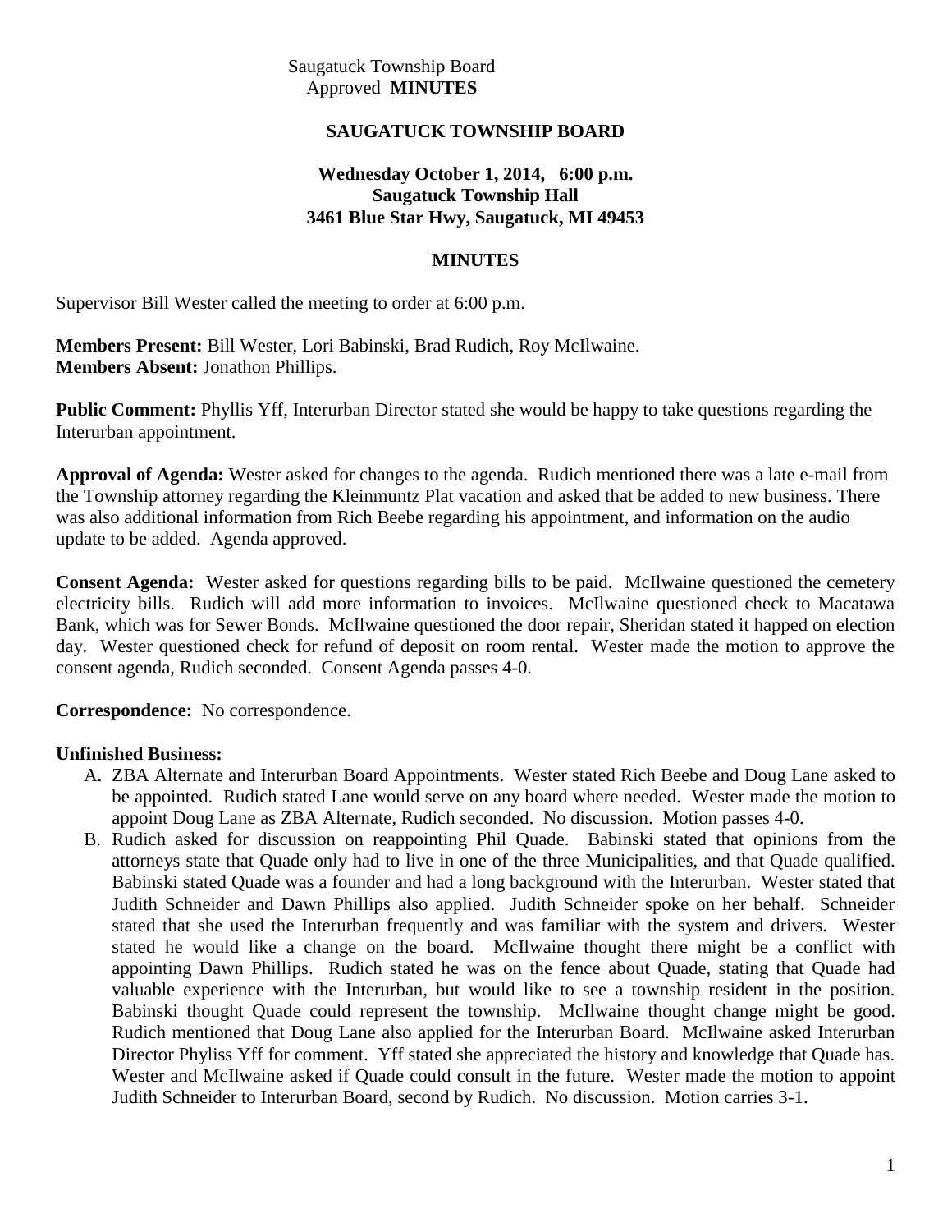Saugatuck Township Board
Approved **MINUTES**

## SAUGATUCK TOWNSHIP BOARD

**Wednesday October 1, 2014, 6:00 p.m.**
**Saugatuck Township Hall**
**3461 Blue Star Hwy, Saugatuck, MI 49453**

## MINUTES

Supervisor Bill Wester called the meeting to order at 6:00 p.m.

**Members Present:** Bill Wester, Lori Babinski, Brad Rudich, Roy McIlwaine.
**Members Absent:** Jonathon Phillips.

**Public Comment:** Phyllis Yff, Interurban Director stated she would be happy to take questions regarding the Interurban appointment.

**Approval of Agenda:** Wester asked for changes to the agenda. Rudich mentioned there was a late e-mail from the Township attorney regarding the Kleinmuntz Plat vacation and asked that be added to new business. There was also additional information from Rich Beebe regarding his appointment, and information on the audio update to be added. Agenda approved.

**Consent Agenda:** Wester asked for questions regarding bills to be paid. McIlwaine questioned the cemetery electricity bills. Rudich will add more information to invoices. McIlwaine questioned check to Macatawa Bank, which was for Sewer Bonds. McIlwaine questioned the door repair, Sheridan stated it happed on election day. Wester questioned check for refund of deposit on room rental. Wester made the motion to approve the consent agenda, Rudich seconded. Consent Agenda passes 4-0.

**Correspondence:** No correspondence.

**Unfinished Business:**

A. ZBA Alternate and Interurban Board Appointments. Wester stated Rich Beebe and Doug Lane asked to be appointed. Rudich stated Lane would serve on any board where needed. Wester made the motion to appoint Doug Lane as ZBA Alternate, Rudich seconded. No discussion. Motion passes 4-0.
B. Rudich asked for discussion on reappointing Phil Quade. Babinski stated that opinions from the attorneys state that Quade only had to live in one of the three Municipalities, and that Quade qualified. Babinski stated Quade was a founder and had a long background with the Interurban. Wester stated that Judith Schneider and Dawn Phillips also applied. Judith Schneider spoke on her behalf. Schneider stated that she used the Interurban frequently and was familiar with the system and drivers. Wester stated he would like a change on the board. McIlwaine thought there might be a conflict with appointing Dawn Phillips. Rudich stated he was on the fence about Quade, stating that Quade had valuable experience with the Interurban, but would like to see a township resident in the position. Babinski thought Quade could represent the township. McIlwaine thought change might be good. Rudich mentioned that Doug Lane also applied for the Interurban Board. McIlwaine asked Interurban Director Phyliss Yff for comment. Yff stated she appreciated the history and knowledge that Quade has. Wester and McIlwaine asked if Quade could consult in the future. Wester made the motion to appoint Judith Schneider to Interurban Board, second by Rudich. No discussion. Motion carries 3-1.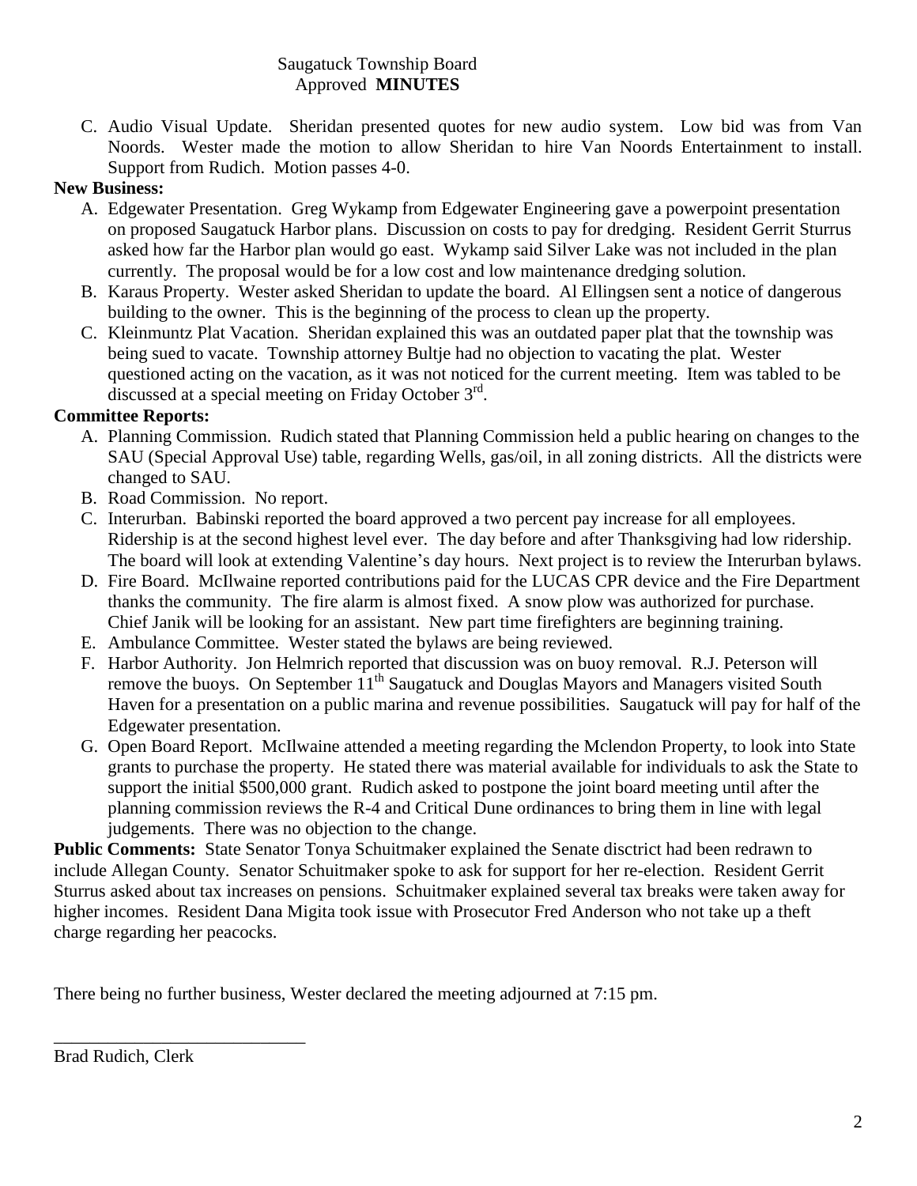Saugatuck Township Board
Approved **MINUTES**

C. Audio Visual Update. Sheridan presented quotes for new audio system. Low bid was from Van Noords. Wester made the motion to allow Sheridan to hire Van Noords Entertainment to install. Support from Rudich. Motion passes 4-0.

**New Business:**

A. Edgewater Presentation. Greg Wykamp from Edgewater Engineering gave a powerpoint presentation on proposed Saugatuck Harbor plans. Discussion on costs to pay for dredging. Resident Gerrit Sturrus asked how far the Harbor plan would go east. Wykamp said Silver Lake was not included in the plan currently. The proposal would be for a low cost and low maintenance dredging solution.
B. Karaus Property. Wester asked Sheridan to update the board. Al Ellingsen sent a notice of dangerous building to the owner. This is the beginning of the process to clean up the property.
C. Kleinmuntz Plat Vacation. Sheridan explained this was an outdated paper plat that the township was being sued to vacate. Township attorney Bultje had no objection to vacating the plat. Wester questioned acting on the vacation, as it was not noticed for the current meeting. Item was tabled to be discussed at a special meeting on Friday October 3rd.

**Committee Reports:**

A. Planning Commission. Rudich stated that Planning Commission held a public hearing on changes to the SAU (Special Approval Use) table, regarding Wells, gas/oil, in all zoning districts. All the districts were changed to SAU.
B. Road Commission. No report.
C. Interurban. Babinski reported the board approved a two percent pay increase for all employees. Ridership is at the second highest level ever. The day before and after Thanksgiving had low ridership. The board will look at extending Valentine's day hours. Next project is to review the Interurban bylaws.
D. Fire Board. McIlwaine reported contributions paid for the LUCAS CPR device and the Fire Department thanks the community. The fire alarm is almost fixed. A snow plow was authorized for purchase. Chief Janik will be looking for an assistant. New part time firefighters are beginning training.
E. Ambulance Committee. Wester stated the bylaws are being reviewed.
F. Harbor Authority. Jon Helmrich reported that discussion was on buoy removal. R.J. Peterson will remove the buoys. On September 11th Saugatuck and Douglas Mayors and Managers visited South Haven for a presentation on a public marina and revenue possibilities. Saugatuck will pay for half of the Edgewater presentation.
G. Open Board Report. McIlwaine attended a meeting regarding the Mclendon Property, to look into State grants to purchase the property. He stated there was material available for individuals to ask the State to support the initial $500,000 grant. Rudich asked to postpone the joint board meeting until after the planning commission reviews the R-4 and Critical Dune ordinances to bring them in line with legal judgements. There was no objection to the change.

**Public Comments:** State Senator Tonya Schuitmaker explained the Senate disctrict had been redrawn to include Allegan County. Senator Schuitmaker spoke to ask for support for her re-election. Resident Gerrit Sturrus asked about tax increases on pensions. Schuitmaker explained several tax breaks were taken away for higher incomes. Resident Dana Migita took issue with Prosecutor Fred Anderson who not take up a theft charge regarding her peacocks.

There being no further business, Wester declared the meeting adjourned at 7:15 pm.

\_\_\_\_\_\_\_\_\_\_\_\_\_\_\_\_\_\_\_\_\_\_\_\_\_\_\_\_\_\_

Brad Rudich, Clerk